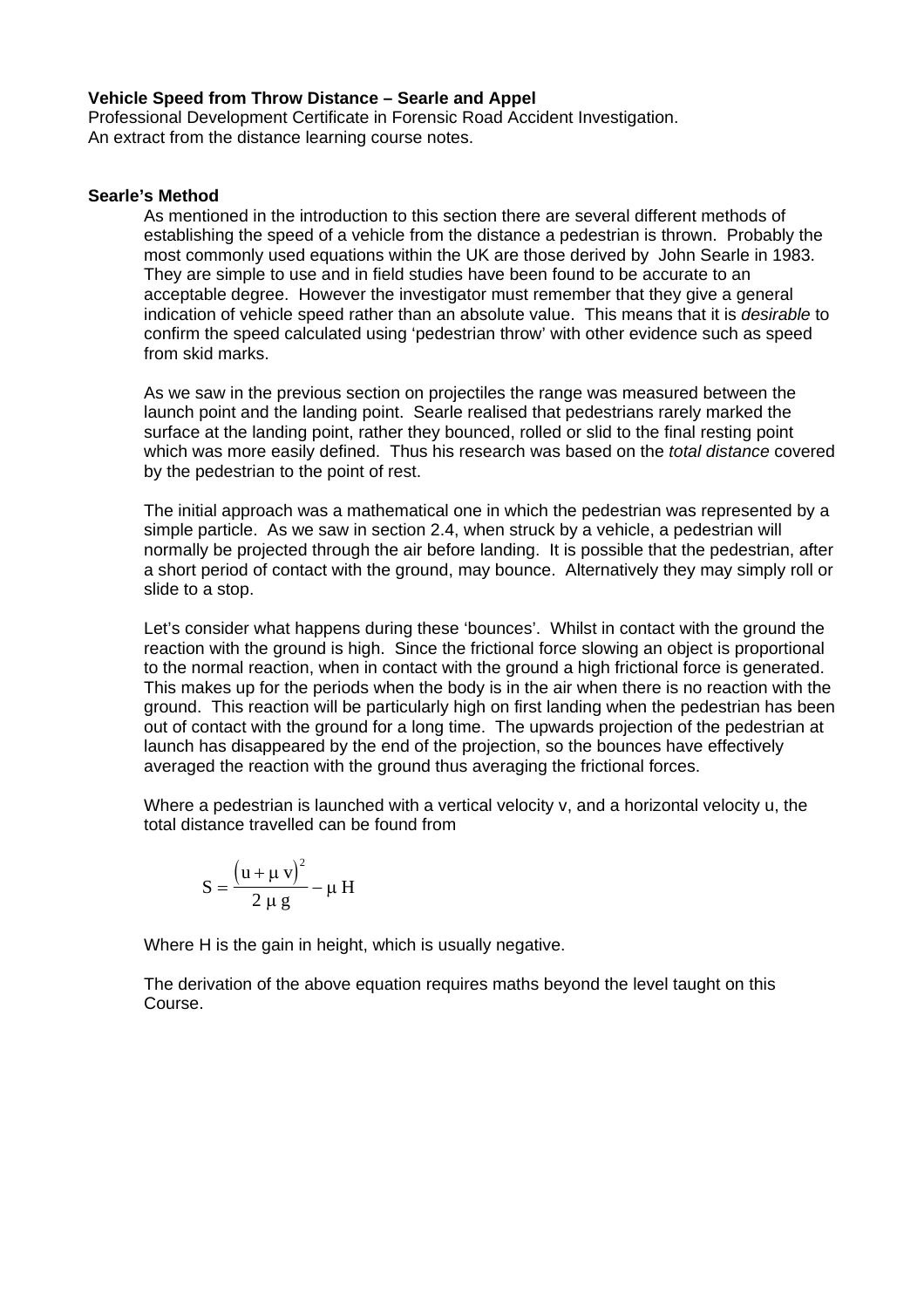**Vehicle Speed from Throw Distance – Searle and Appel**
Professional Development Certificate in Forensic Road Accident Investigation.
An extract from the distance learning course notes.

## Searle's Method

As mentioned in the introduction to this section there are several different methods of establishing the speed of a vehicle from the distance a pedestrian is thrown. Probably the most commonly used equations within the UK are those derived by John Searle in 1983. They are simple to use and in field studies have been found to be accurate to an acceptable degree. However the investigator must remember that they give a general indication of vehicle speed rather than an absolute value. This means that it is *desirable* to confirm the speed calculated using 'pedestrian throw' with other evidence such as speed from skid marks.

As we saw in the previous section on projectiles the range was measured between the launch point and the landing point. Searle realised that pedestrians rarely marked the surface at the landing point, rather they bounced, rolled or slid to the final resting point which was more easily defined. Thus his research was based on the *total distance* covered by the pedestrian to the point of rest.

The initial approach was a mathematical one in which the pedestrian was represented by a simple particle. As we saw in section 2.4, when struck by a vehicle, a pedestrian will normally be projected through the air before landing. It is possible that the pedestrian, after a short period of contact with the ground, may bounce. Alternatively they may simply roll or slide to a stop.

Let's consider what happens during these 'bounces'. Whilst in contact with the ground the reaction with the ground is high. Since the frictional force slowing an object is proportional to the normal reaction, when in contact with the ground a high frictional force is generated. This makes up for the periods when the body is in the air when there is no reaction with the ground. This reaction will be particularly high on first landing when the pedestrian has been out of contact with the ground for a long time. The upwards projection of the pedestrian at launch has disappeared by the end of the projection, so the bounces have effectively averaged the reaction with the ground thus averaging the frictional forces.

Where a pedestrian is launched with a vertical velocity v, and a horizontal velocity u, the total distance travelled can be found from

$$S = \frac{\left(u + \mu\, v\right)^2}{2\, \mu\, g} - \mu\, H$$

Where H is the gain in height, which is usually negative.

The derivation of the above equation requires maths beyond the level taught on this Course.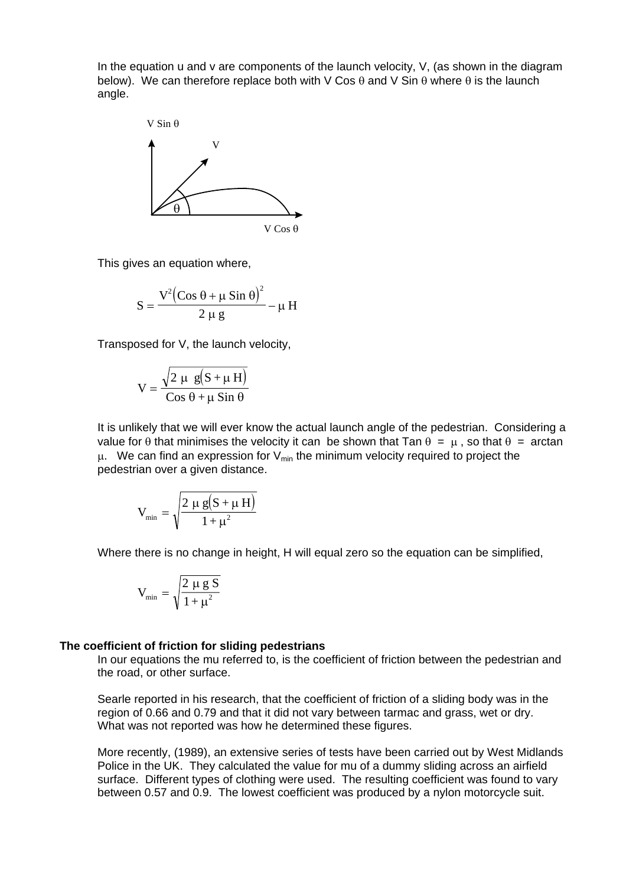In the equation u and v are components of the launch velocity, V, (as shown in the diagram below). We can therefore replace both with V Cos θ and V Sin θ where θ is the launch angle.

This gives an equation where,

$$S = \frac{V^2(\cos\theta + \mu \sin\theta)^2}{2\,\mu\,g} - \mu\,H$$

Transposed for V, the launch velocity,

$$V = \frac{\sqrt{2\,\mu\,g(S + \mu\,H)}}{\cos\theta + \mu \sin\theta}$$

It is unlikely that we will ever know the actual launch angle of the pedestrian. Considering a value for θ that minimises the velocity it can be shown that Tan θ = μ , so that θ = arctan μ. We can find an expression for $V_{min}$ the minimum velocity required to project the pedestrian over a given distance.

$$V_{min} = \sqrt{\frac{2\,\mu\,g(S + \mu\,H)}{1 + \mu^2}}$$

Where there is no change in height, H will equal zero so the equation can be simplified,

$$V_{min} = \sqrt{\frac{2\,\mu\,g\,S}{1 + \mu^2}}$$

**The coefficient of friction for sliding pedestrians**

In our equations the mu referred to, is the coefficient of friction between the pedestrian and the road, or other surface.

Searle reported in his research, that the coefficient of friction of a sliding body was in the region of 0.66 and 0.79 and that it did not vary between tarmac and grass, wet or dry. What was not reported was how he determined these figures.

More recently, (1989), an extensive series of tests have been carried out by West Midlands Police in the UK. They calculated the value for mu of a dummy sliding across an airfield surface. Different types of clothing were used. The resulting coefficient was found to vary between 0.57 and 0.9. The lowest coefficient was produced by a nylon motorcycle suit.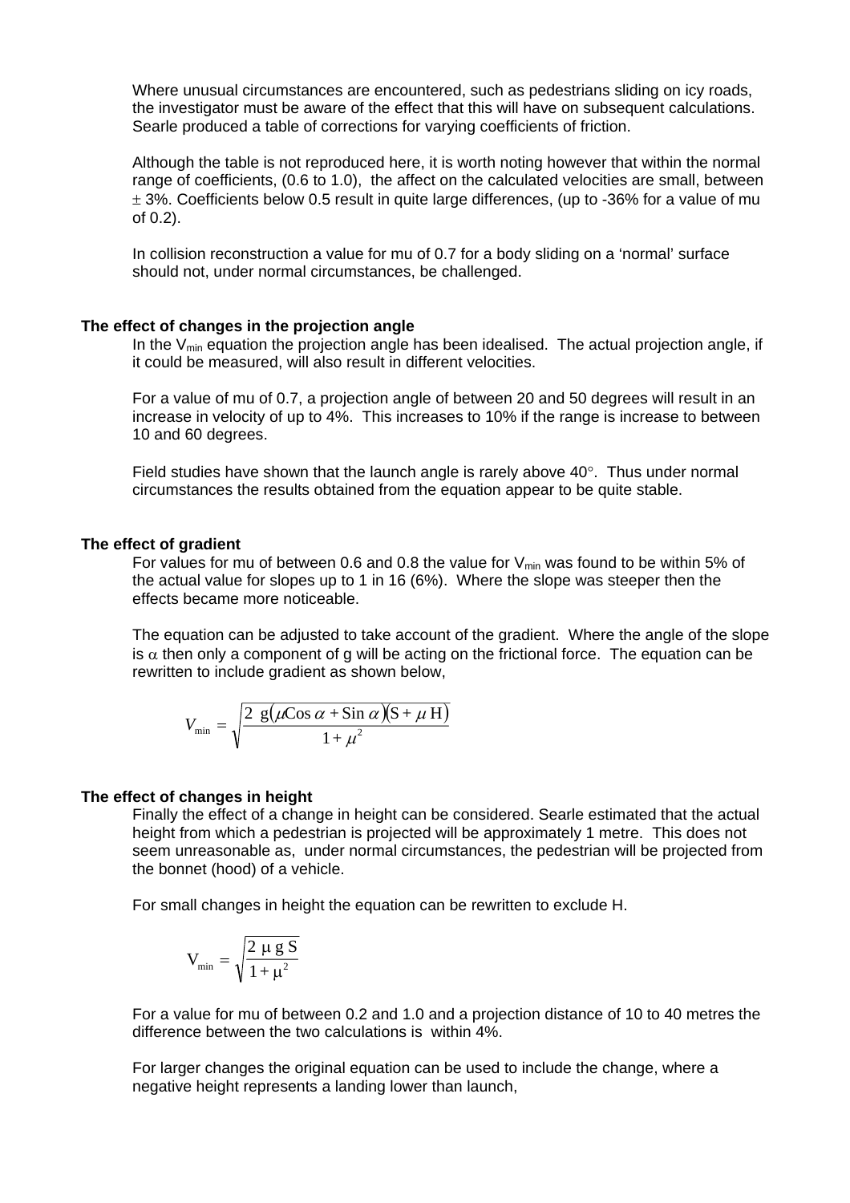Where unusual circumstances are encountered, such as pedestrians sliding on icy roads, the investigator must be aware of the effect that this will have on subsequent calculations. Searle produced a table of corrections for varying coefficients of friction.

Although the table is not reproduced here, it is worth noting however that within the normal range of coefficients, (0.6 to 1.0), the affect on the calculated velocities are small, between $\pm$ 3%. Coefficients below 0.5 result in quite large differences, (up to -36% for a value of mu of 0.2).

In collision reconstruction a value for mu of 0.7 for a body sliding on a 'normal' surface should not, under normal circumstances, be challenged.

**The effect of changes in the projection angle**

In the $V_{min}$ equation the projection angle has been idealised. The actual projection angle, if it could be measured, will also result in different velocities.

For a value of mu of 0.7, a projection angle of between 20 and 50 degrees will result in an increase in velocity of up to 4%. This increases to 10% if the range is increase to between 10 and 60 degrees.

Field studies have shown that the launch angle is rarely above 40°. Thus under normal circumstances the results obtained from the equation appear to be quite stable.

**The effect of gradient**

For values for mu of between 0.6 and 0.8 the value for $V_{min}$ was found to be within 5% of the actual value for slopes up to 1 in 16 (6%). Where the slope was steeper then the effects became more noticeable.

The equation can be adjusted to take account of the gradient. Where the angle of the slope is $\alpha$ then only a component of g will be acting on the frictional force. The equation can be rewritten to include gradient as shown below,

$$V_{\min} = \sqrt{\frac{2\ g(\mu \mathrm{Cos}\ \alpha + \mathrm{Sin}\ \alpha)(\mathrm{S} + \mu\ \mathrm{H})}{1 + \mu^2}}$$

**The effect of changes in height**

Finally the effect of a change in height can be considered. Searle estimated that the actual height from which a pedestrian is projected will be approximately 1 metre. This does not seem unreasonable as, under normal circumstances, the pedestrian will be projected from the bonnet (hood) of a vehicle.

For small changes in height the equation can be rewritten to exclude H.

$$\mathrm{V}_{\min} = \sqrt{\frac{2\ \mu\ \mathrm{g}\ \mathrm{S}}{1 + \mu^2}}$$

For a value for mu of between 0.2 and 1.0 and a projection distance of 10 to 40 metres the difference between the two calculations is within 4%.

For larger changes the original equation can be used to include the change, where a negative height represents a landing lower than launch,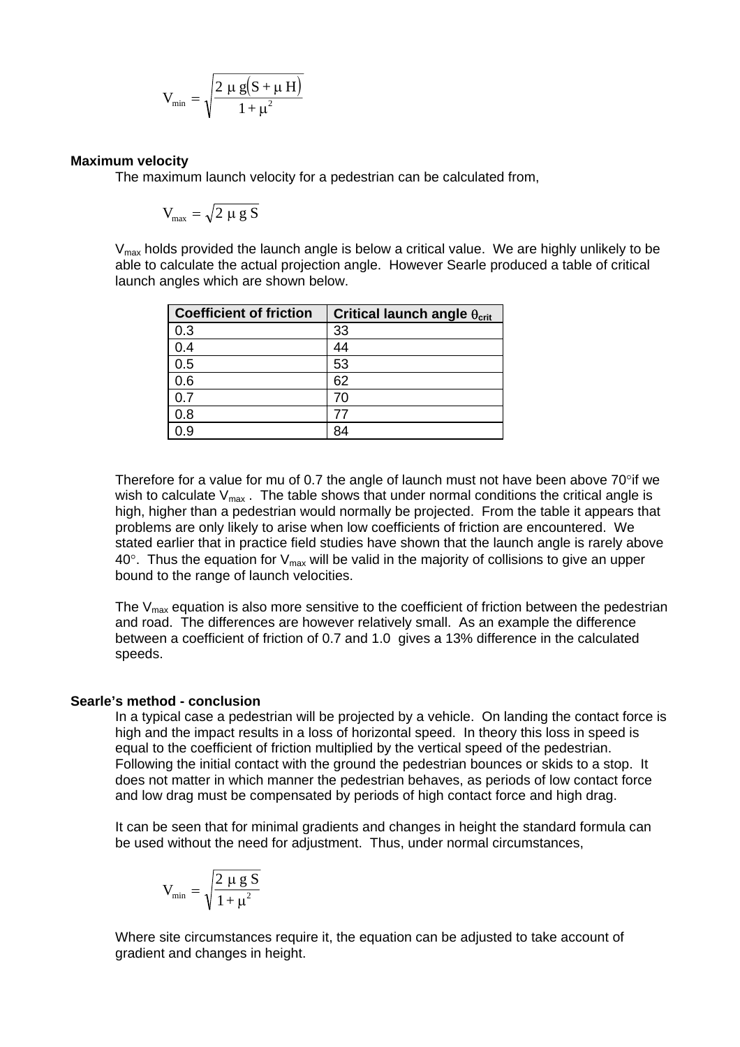$$V_{min} = \sqrt{\frac{2\ \mu\ g(S + \mu\ H)}{1 + \mu^2}}$$

**Maximum velocity**

The maximum launch velocity for a pedestrian can be calculated from,

$$V_{max} = \sqrt{2\ \mu\ g\ S}$$

$V_{max}$ holds provided the launch angle is below a critical value. We are highly unlikely to be able to calculate the actual projection angle. However Searle produced a table of critical launch angles which are shown below.

| Coefficient of friction | Critical launch angle $\theta_{crit}$ |
|---|---|
| 0.3 | 33 |
| 0.4 | 44 |
| 0.5 | 53 |
| 0.6 | 62 |
| 0.7 | 70 |
| 0.8 | 77 |
| 0.9 | 84 |

Therefore for a value for mu of 0.7 the angle of launch must not have been above 70°if we wish to calculate $V_{max}$ . The table shows that under normal conditions the critical angle is high, higher than a pedestrian would normally be projected. From the table it appears that problems are only likely to arise when low coefficients of friction are encountered. We stated earlier that in practice field studies have shown that the launch angle is rarely above 40°. Thus the equation for $V_{max}$ will be valid in the majority of collisions to give an upper bound to the range of launch velocities.

The $V_{max}$ equation is also more sensitive to the coefficient of friction between the pedestrian and road. The differences are however relatively small. As an example the difference between a coefficient of friction of 0.7 and 1.0 gives a 13% difference in the calculated speeds.

**Searle's method - conclusion**

In a typical case a pedestrian will be projected by a vehicle. On landing the contact force is high and the impact results in a loss of horizontal speed. In theory this loss in speed is equal to the coefficient of friction multiplied by the vertical speed of the pedestrian. Following the initial contact with the ground the pedestrian bounces or skids to a stop. It does not matter in which manner the pedestrian behaves, as periods of low contact force and low drag must be compensated by periods of high contact force and high drag.

It can be seen that for minimal gradients and changes in height the standard formula can be used without the need for adjustment. Thus, under normal circumstances,

$$V_{min} = \sqrt{\frac{2\ \mu\ g\ S}{1 + \mu^2}}$$

Where site circumstances require it, the equation can be adjusted to take account of gradient and changes in height.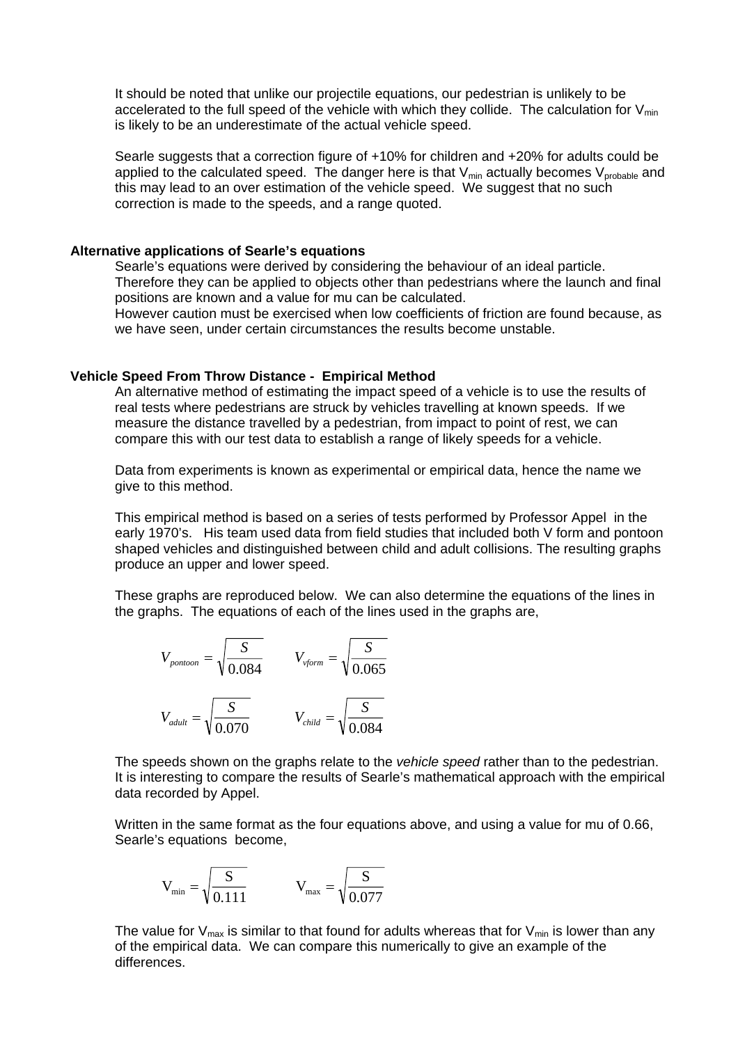It should be noted that unlike our projectile equations, our pedestrian is unlikely to be accelerated to the full speed of the vehicle with which they collide. The calculation for $V_{min}$ is likely to be an underestimate of the actual vehicle speed.

Searle suggests that a correction figure of +10% for children and +20% for adults could be applied to the calculated speed. The danger here is that $V_{min}$ actually becomes $V_{probable}$ and this may lead to an over estimation of the vehicle speed. We suggest that no such correction is made to the speeds, and a range quoted.

**Alternative applications of Searle's equations**

Searle's equations were derived by considering the behaviour of an ideal particle. Therefore they can be applied to objects other than pedestrians where the launch and final positions are known and a value for mu can be calculated.
However caution must be exercised when low coefficients of friction are found because, as we have seen, under certain circumstances the results become unstable.

**Vehicle Speed From Throw Distance - Empirical Method**

An alternative method of estimating the impact speed of a vehicle is to use the results of real tests where pedestrians are struck by vehicles travelling at known speeds. If we measure the distance travelled by a pedestrian, from impact to point of rest, we can compare this with our test data to establish a range of likely speeds for a vehicle.

Data from experiments is known as experimental or empirical data, hence the name we give to this method.

This empirical method is based on a series of tests performed by Professor Appel in the early 1970's. His team used data from field studies that included both V form and pontoon shaped vehicles and distinguished between child and adult collisions. The resulting graphs produce an upper and lower speed.

These graphs are reproduced below. We can also determine the equations of the lines in the graphs. The equations of each of the lines used in the graphs are,

$$V_{pontoon} = \sqrt{\frac{S}{0.084}} \qquad V_{vform} = \sqrt{\frac{S}{0.065}}$$

$$V_{adult} = \sqrt{\frac{S}{0.070}} \qquad V_{child} = \sqrt{\frac{S}{0.084}}$$

The speeds shown on the graphs relate to the *vehicle speed* rather than to the pedestrian. It is interesting to compare the results of Searle's mathematical approach with the empirical data recorded by Appel.

Written in the same format as the four equations above, and using a value for mu of 0.66, Searle's equations become,

$$V_{min} = \sqrt{\frac{S}{0.111}} \qquad V_{max} = \sqrt{\frac{S}{0.077}}$$

The value for $V_{max}$ is similar to that found for adults whereas that for $V_{min}$ is lower than any of the empirical data. We can compare this numerically to give an example of the differences.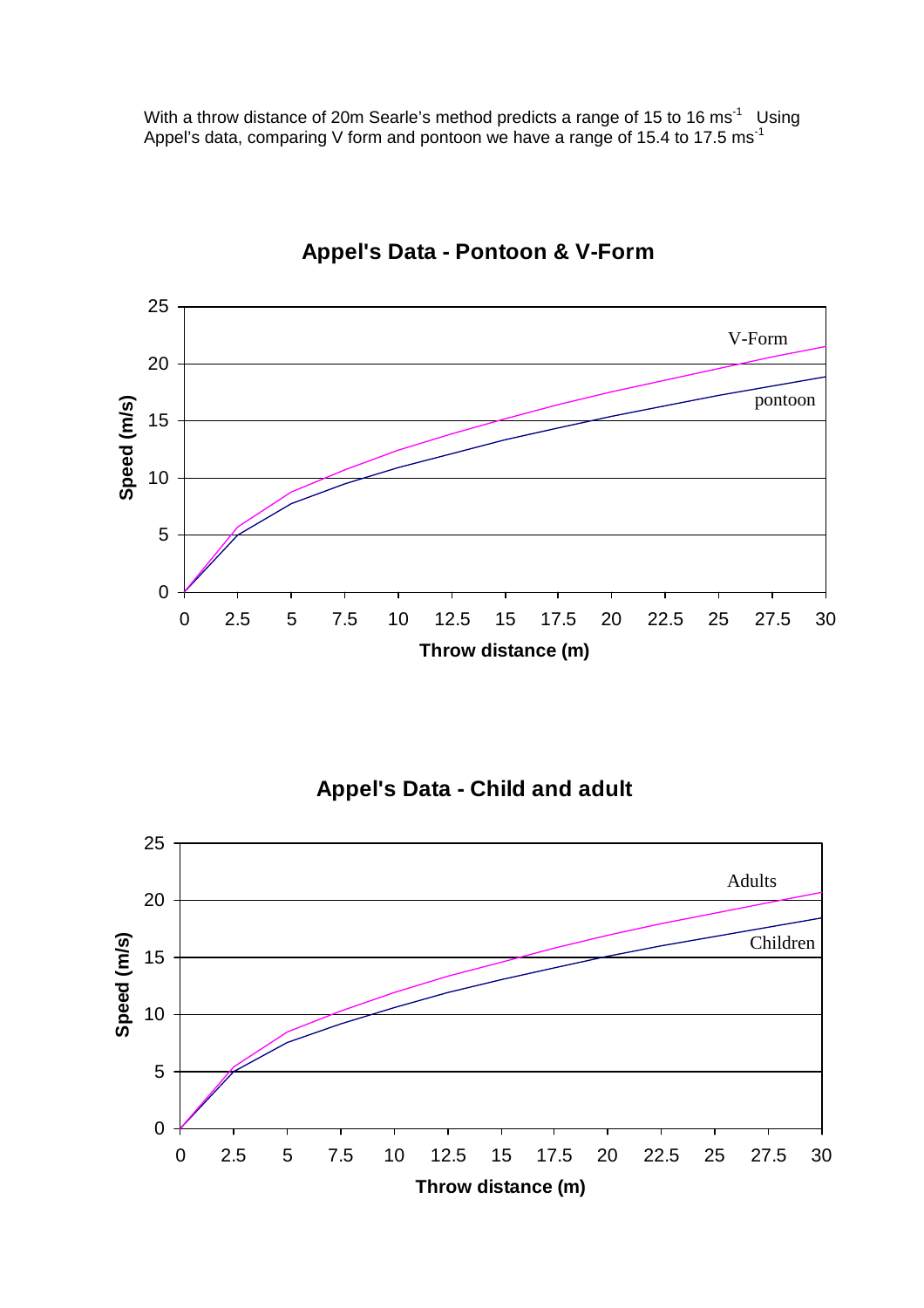With a throw distance of 20m Searle's method predicts a range of 15 to 16 $ms^{-1}$ Using Appel's data, comparing V form and pontoon we have a range of 15.4 to 17.5 $ms^{-1}$

**Appel's Data - Pontoon & V-Form**

**Appel's Data - Child and adult**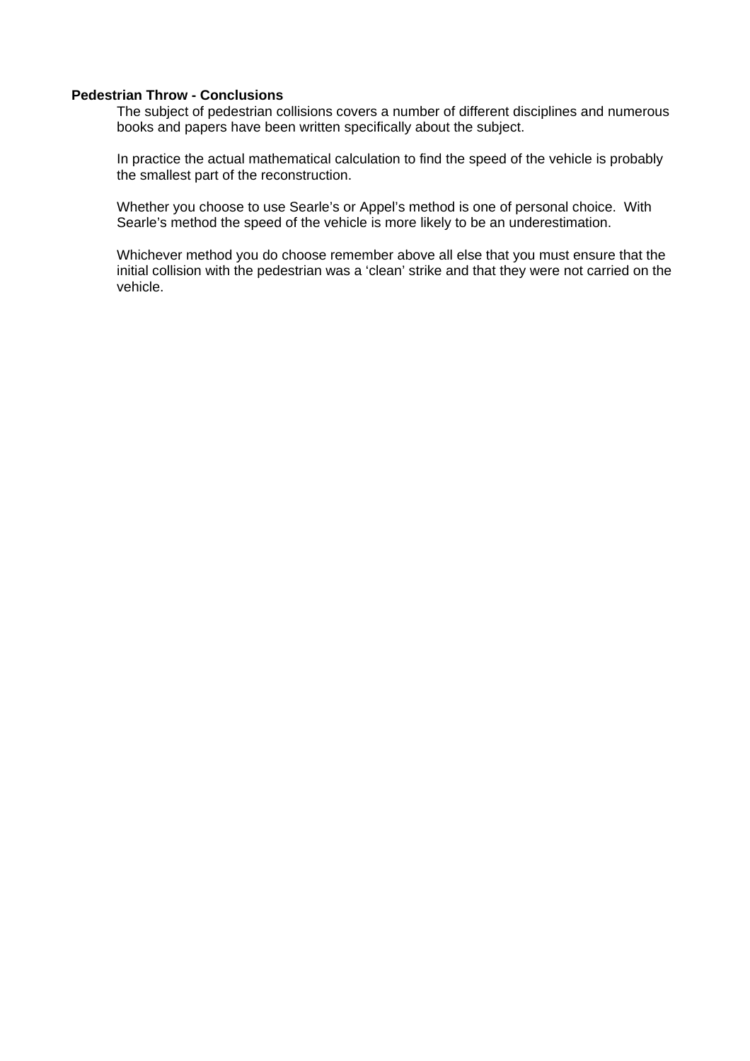**Pedestrian Throw - Conclusions**

The subject of pedestrian collisions covers a number of different disciplines and numerous books and papers have been written specifically about the subject.

In practice the actual mathematical calculation to find the speed of the vehicle is probably the smallest part of the reconstruction.

Whether you choose to use Searle's or Appel's method is one of personal choice. With Searle's method the speed of the vehicle is more likely to be an underestimation.

Whichever method you do choose remember above all else that you must ensure that the initial collision with the pedestrian was a 'clean' strike and that they were not carried on the vehicle.